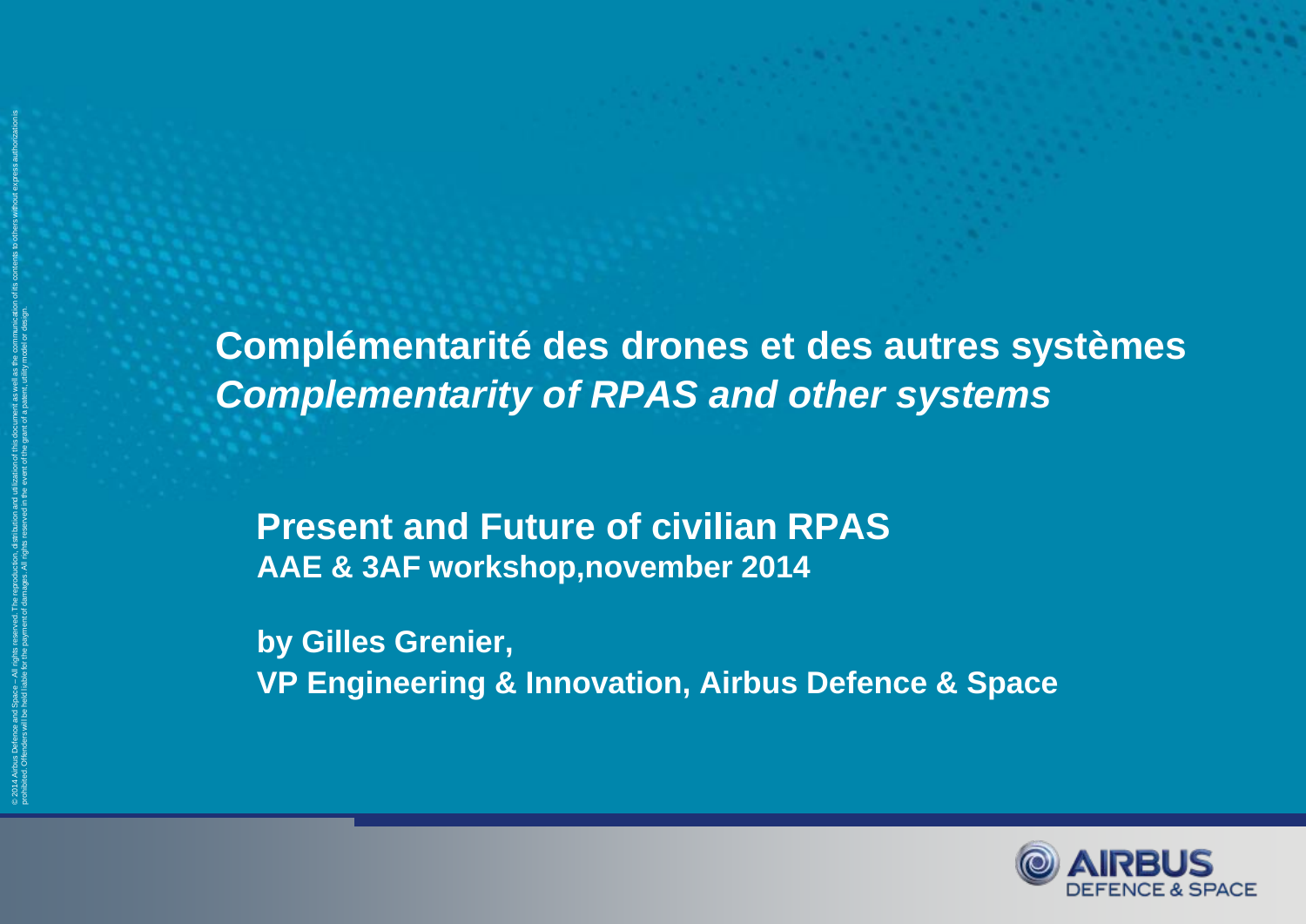# Complémentarité des drones et des autres systèmes
# *Complementarity of RPAS and other systems*

**Present and Future of civilian RPAS**

**AAE & 3AF workshop,november 2014**

**by Gilles Grenier,**

**VP Engineering & Innovation, Airbus Defence & Space**

© 2014 Airbus Defence and Space – All rights reserved. The reproduction, distribution and utilization of this document as well as the communication of its contents to others without express authorization is prohibited. Offenders will be held liable for the payment of damages. All rights reserved in the event of the grant of a patent, utility model or design.

AIRBUS DEFENCE & SPACE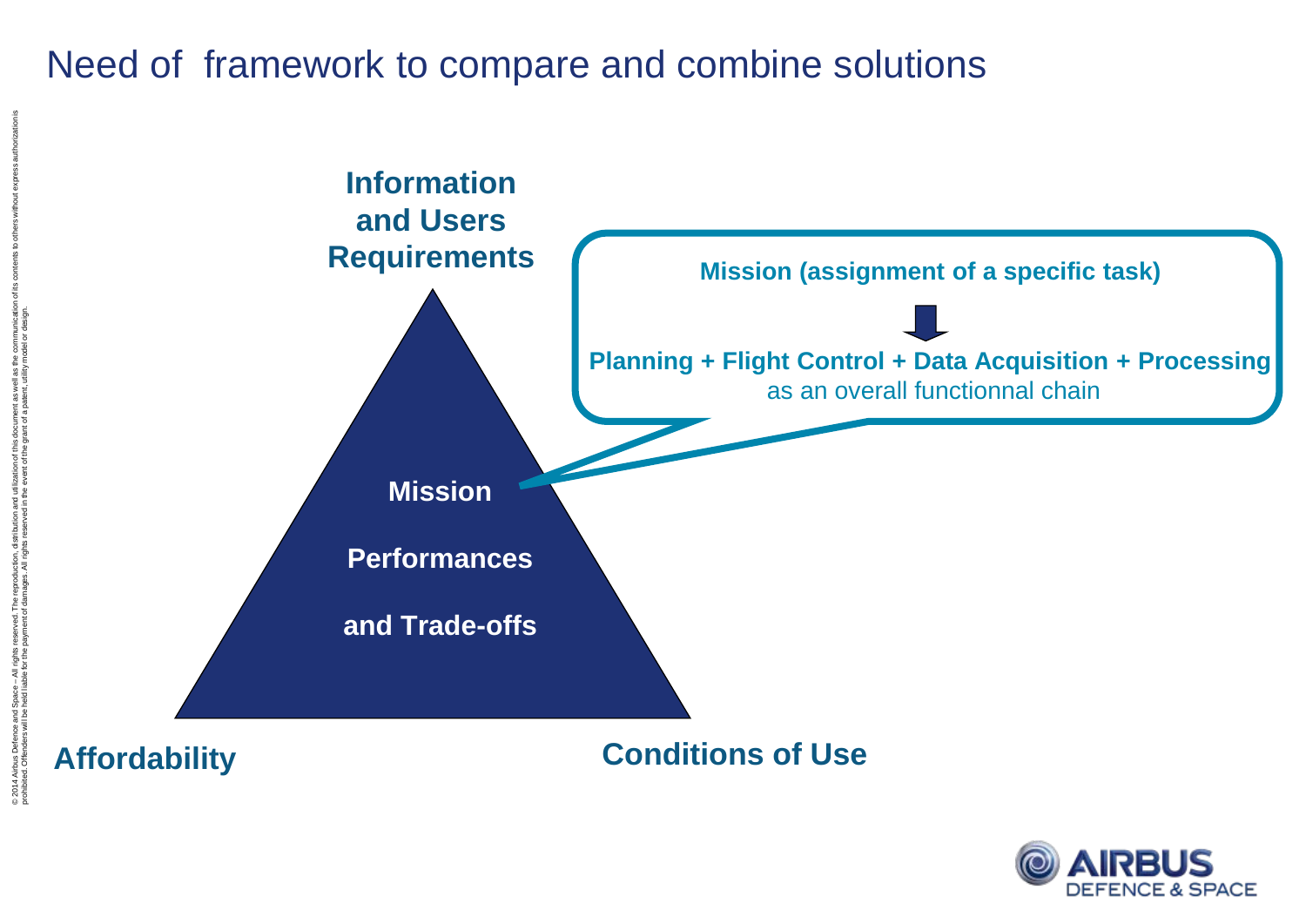# Need of framework to compare and combine solutions

**Information and Users Requirements**

**Mission**

**Performances**

**and Trade-offs**

**Affordability**

**Conditions of Use**

**Mission (assignment of a specific task)**

**Planning + Flight Control + Data Acquisition + Processing**
as an overall functionnal chain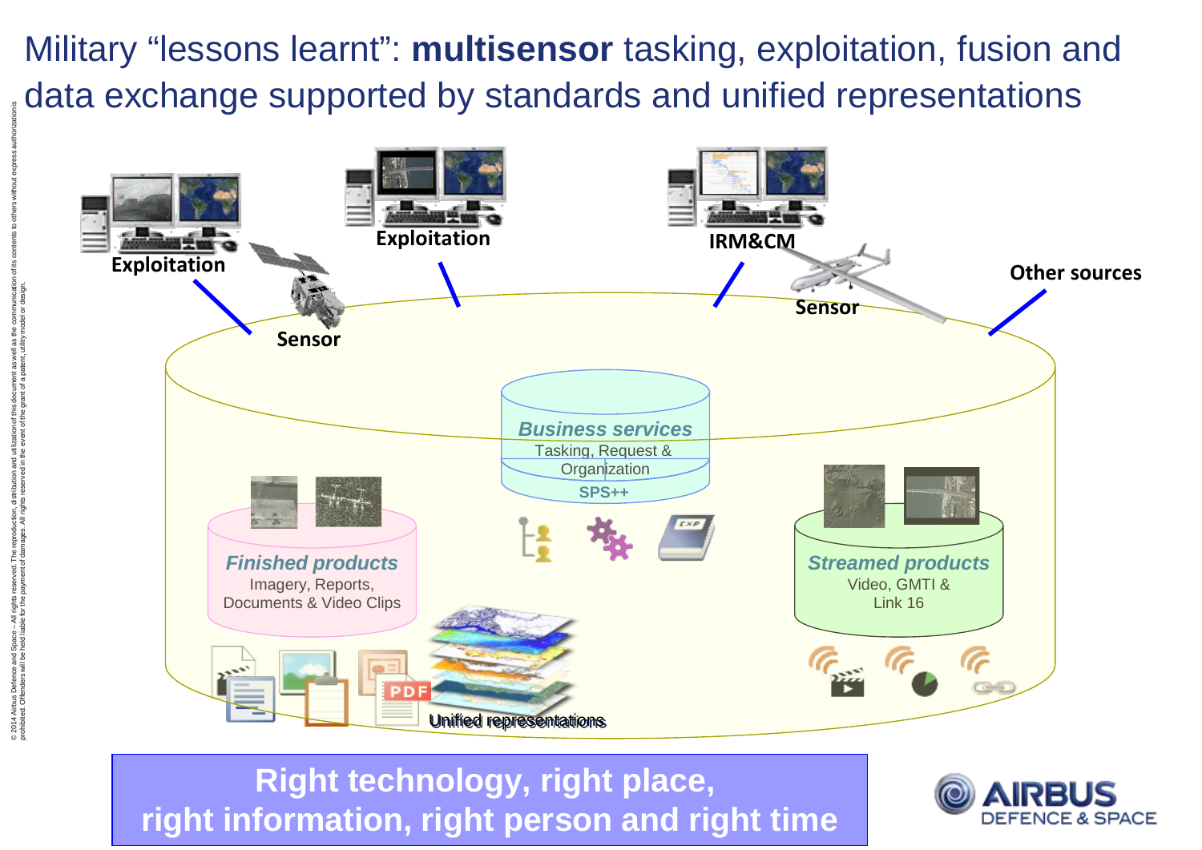# Military "lessons learnt": **multisensor** tasking, exploitation, fusion and data exchange supported by standards and unified representations

Exploitation

Exploitation

IRM&CM

Sensor

Sensor

Other sources

***Business services***
Tasking, Request & Organization
SPS++

***Finished products***
Imagery, Reports, Documents & Video Clips

***Streamed products***
Video, GMTI & Link 16

Unified representations

**Right technology, right place,**
**right information, right person and right time**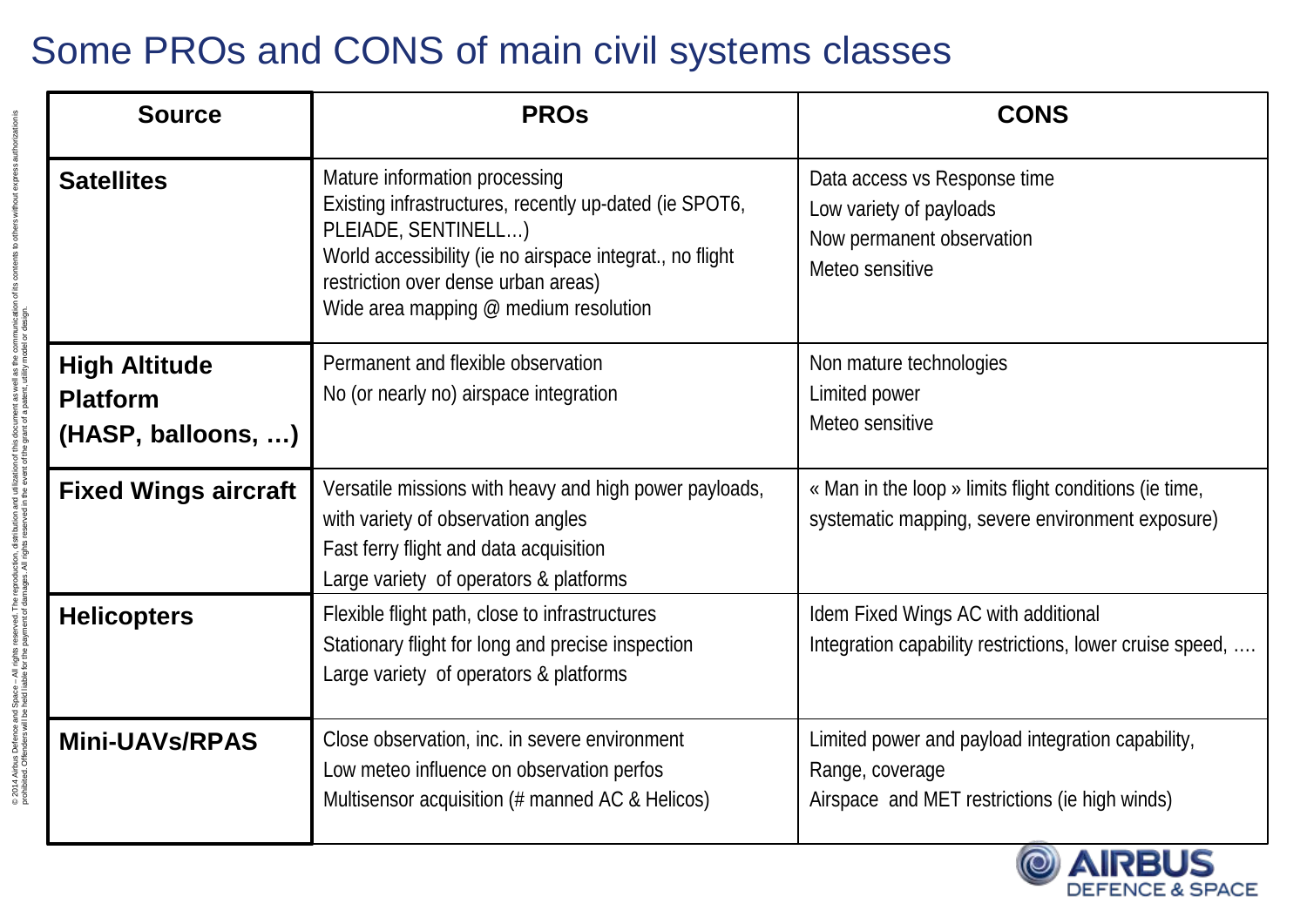# Some PROs and CONS of main civil systems classes

| Source | PROs | CONS |
|---|---|---|
| **Satellites** | Mature information processing<br>Existing infrastructures, recently up-dated (ie SPOT6, PLEIADE, SENTINELL…)<br>World accessibility (ie no airspace integrat., no flight restriction over dense urban areas)<br>Wide area mapping @ medium resolution | Data access vs Response time<br>Low variety of payloads<br>Now permanent observation<br>Meteo sensitive |
| **High Altitude Platform (HASP, balloons, …)** | Permanent and flexible observation<br>No (or nearly no) airspace integration | Non mature technologies<br>Limited power<br>Meteo sensitive |
| **Fixed Wings aircraft** | Versatile missions with heavy and high power payloads, with variety of observation angles<br>Fast ferry flight and data acquisition<br>Large variety of operators & platforms | « Man in the loop » limits flight conditions (ie time, systematic mapping, severe environment exposure) |
| **Helicopters** | Flexible flight path, close to infrastructures<br>Stationary flight for long and precise inspection<br>Large variety of operators & platforms | Idem Fixed Wings AC with additional<br>Integration capability restrictions, lower cruise speed, …. |
| **Mini-UAVs/RPAS** | Close observation, inc. in severe environment<br>Low meteo influence on observation perfos<br>Multisensor acquisition (# manned AC & Helicos) | Limited power and payload integration capability,<br>Range, coverage<br>Airspace and MET restrictions (ie high winds) |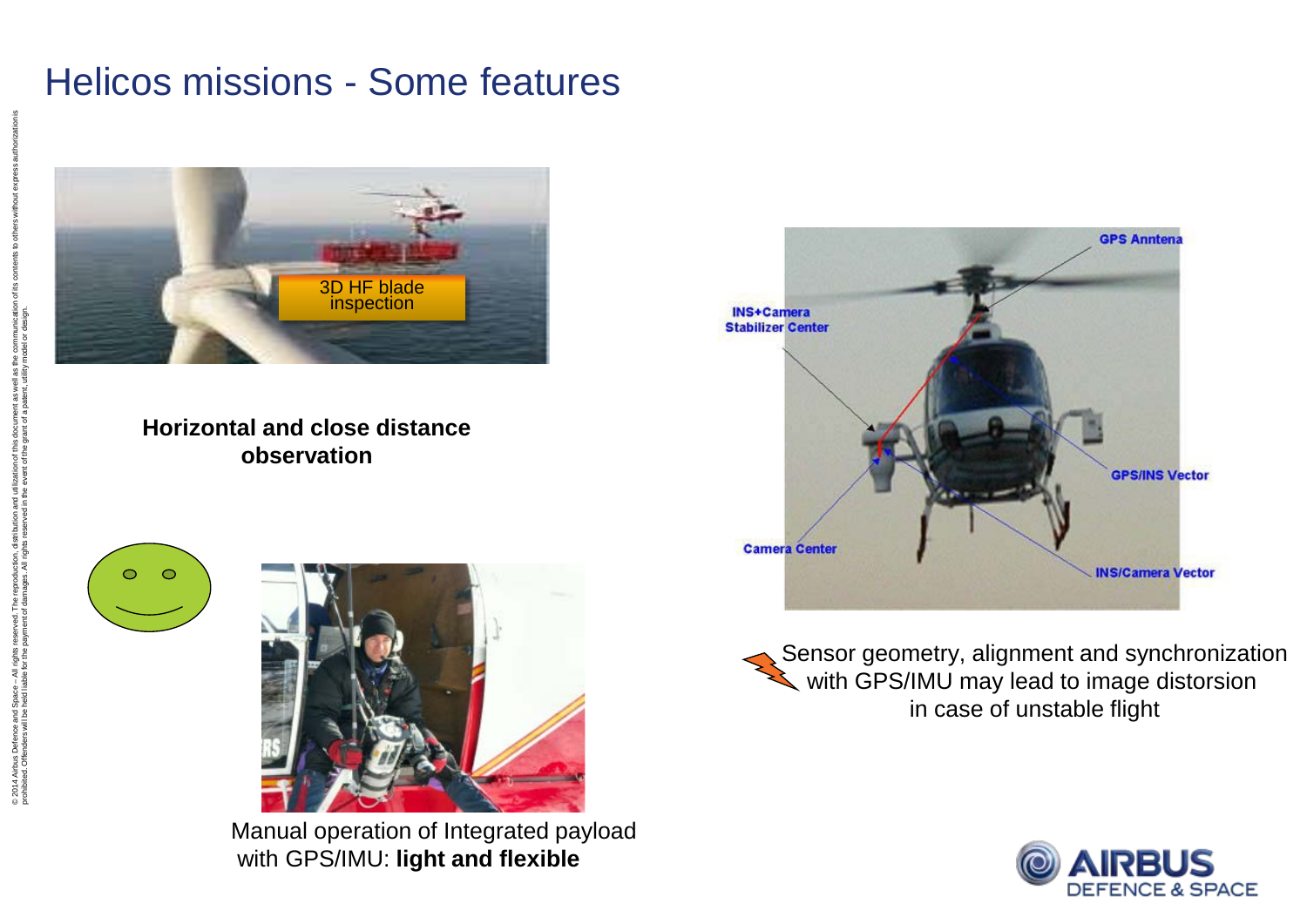# Helicos missions - Some features

3D HF blade inspection

**Horizontal and close distance observation**

Manual operation of Integrated payload with GPS/IMU: **light and flexible**

GPS Anntena

INS+Camera Stabilizer Center

GPS/INS Vector

Camera Center

INS/Camera Vector

Sensor geometry, alignment and synchronization with GPS/IMU may lead to image distorsion in case of unstable flight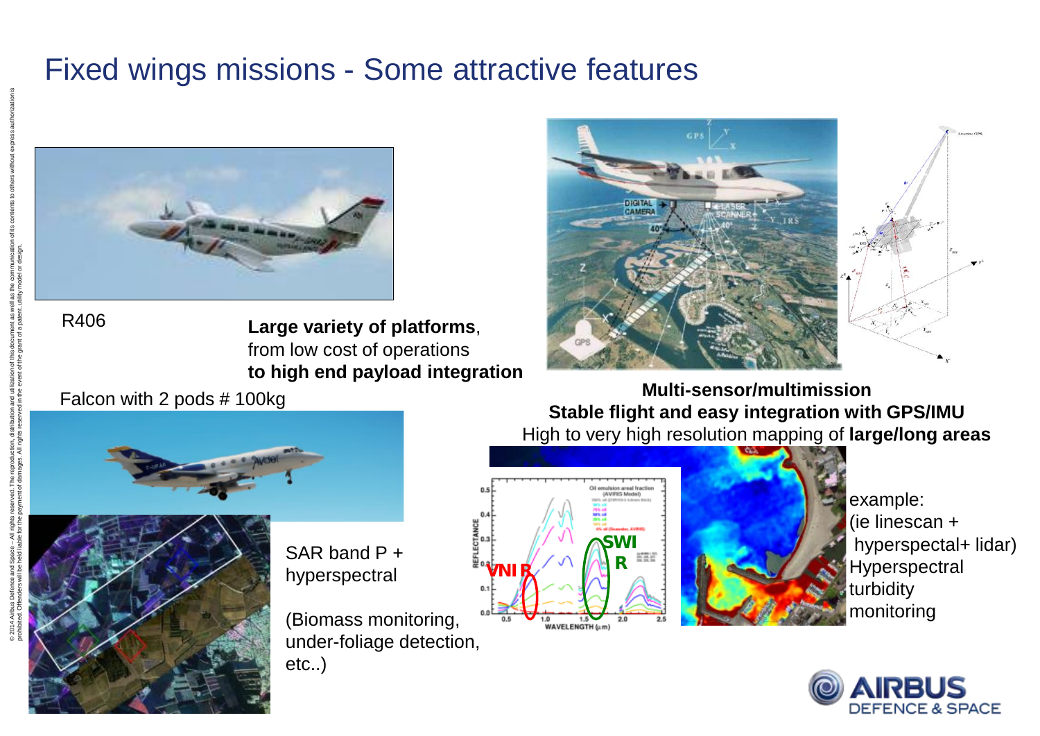# Fixed wings missions - Some attractive features

R406

**Large variety of platforms**, from low cost of operations **to high end payload integration**

Falcon with 2 pods # 100kg

**Multi-sensor/multimission**

**Stable flight and easy integration with GPS/IMU**

High to very high resolution mapping of **large/long areas**

SAR band P + hyperspectral

(Biomass monitoring, under-foliage detection, etc..)

example:
(ie linescan + hyperspectral+ lidar)
Hyperspectral turbidity monitoring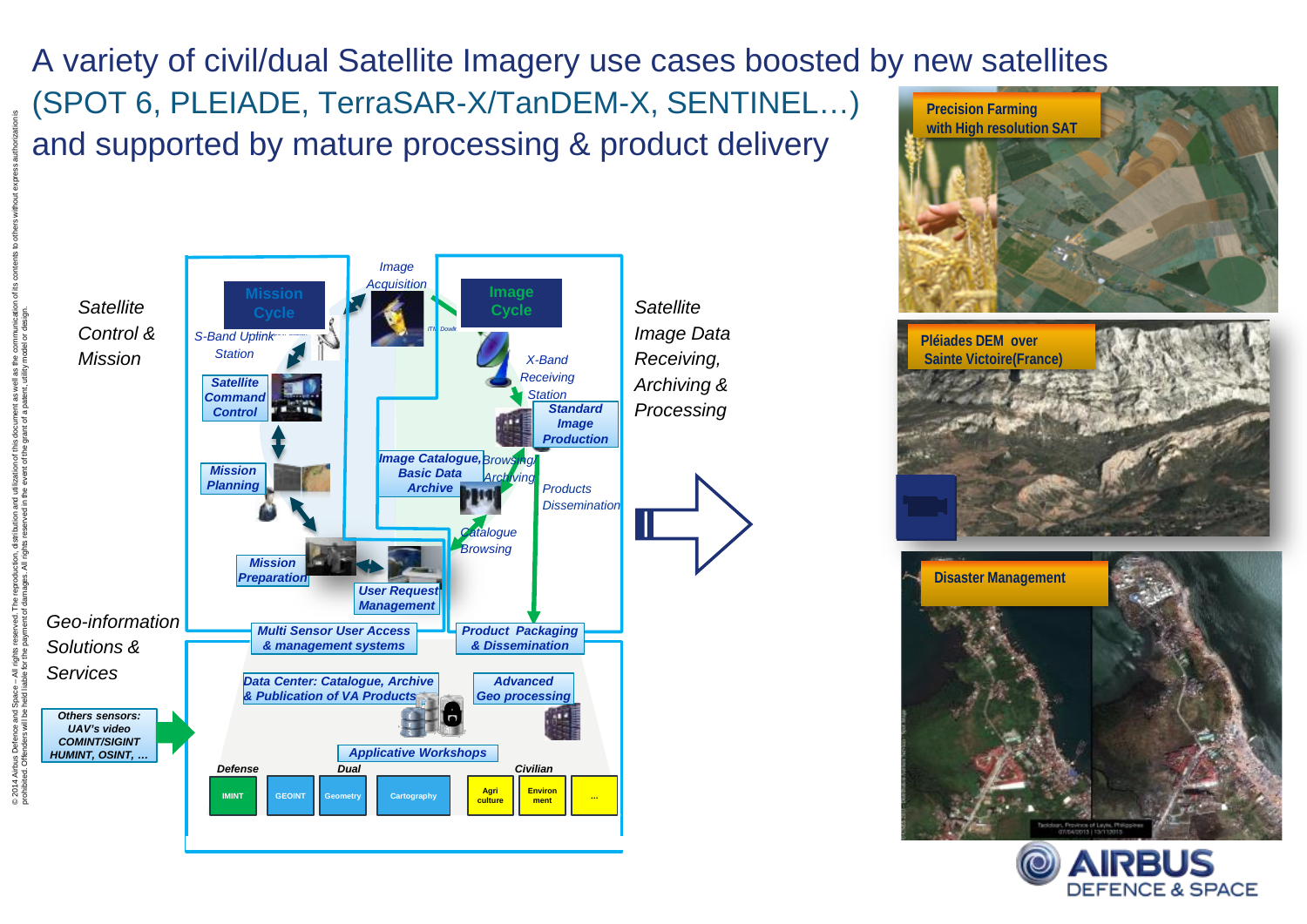# A variety of civil/dual Satellite Imagery use cases boosted by new satellites (SPOT 6, PLEIADE, TerraSAR-X/TanDEM-X, SENTINEL…) and supported by mature processing & product delivery

*Satellite Control & Mission*

- Mission Cycle
- Image Acquisition
- S-Band Uplink Station
- Satellite Command Control
- Mission Planning
- Mission Preparation
- User Request Management

*Satellite Image Data Receiving, Archiving & Processing*

- Image Cycle
- X-Band Receiving Station
- Standard Image Production
- Image Catalogue, Basic Data Archive
- Browsing, Archiving
- Products Dissemination
- Catalogue Browsing

*Geo-information Solutions & Services*

- Multi Sensor User Access & management systems
- Product Packaging & Dissemination
- Data Center: Catalogue, Archive & Publication of VA Products
- Advanced Geo processing
- Applicative Workshops
- Others sensors: UAV's video COMINT/SIGINT HUMINT, OSINT, …

| Defense | | Dual | | Civilian | | |
|---|---|---|---|---|---|---|
| IMINT | GEOINT | Geometry | Cartography | Agri culture | Environ ment | … |

- Precision Farming with High resolution SAT
- Pléiades DEM over Sainte Victoire(France)
- Disaster Management

© 2014 Airbus Defence and Space – All rights reserved. The reproduction, distribution and utilization of this document as well as the communication of its contents to others without express authorization is prohibited. Offenders will be held liable for the payment of damages. All rights reserved in the event of the grant of a patent, utility model or design.

AIRBUS DEFENCE & SPACE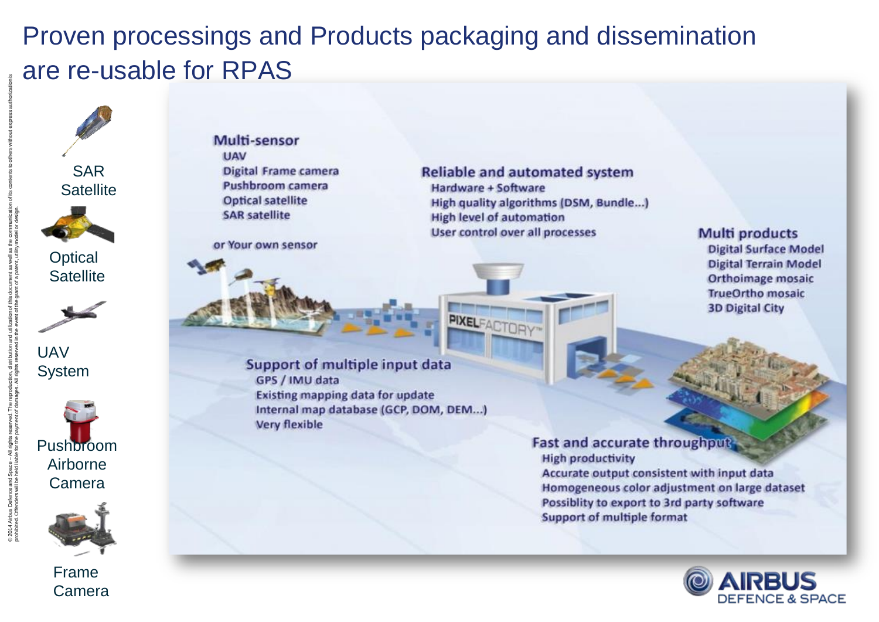# Proven processings and Products packaging and dissemination are re-usable for RPAS

SAR Satellite

Optical Satellite

UAV System

Pushbroom Airborne Camera

Frame Camera

**Multi-sensor**
- UAV
- Digital Frame camera
- Pushbroom camera
- Optical satellite
- SAR satellite

or Your own sensor

**Reliable and automated system**
- Hardware + Software
- High quality algorithms (DSM, Bundle...)
- High level of automation
- User control over all processes

**Multi products**
- Digital Surface Model
- Digital Terrain Model
- Orthoimage mosaic
- TrueOrtho mosaic
- 3D Digital City

PIXELFACTORY™

**Support of multiple input data**
- GPS / IMU data
- Existing mapping data for update
- Internal map database (GCP, DOM, DEM...)
- Very flexible

**Fast and accurate throughput**
- High productivity
- Accurate output consistent with input data
- Homogeneous color adjustment on large dataset
- Possiblity to export to 3rd party software
- Support of multiple format

AIRBUS DEFENCE & SPACE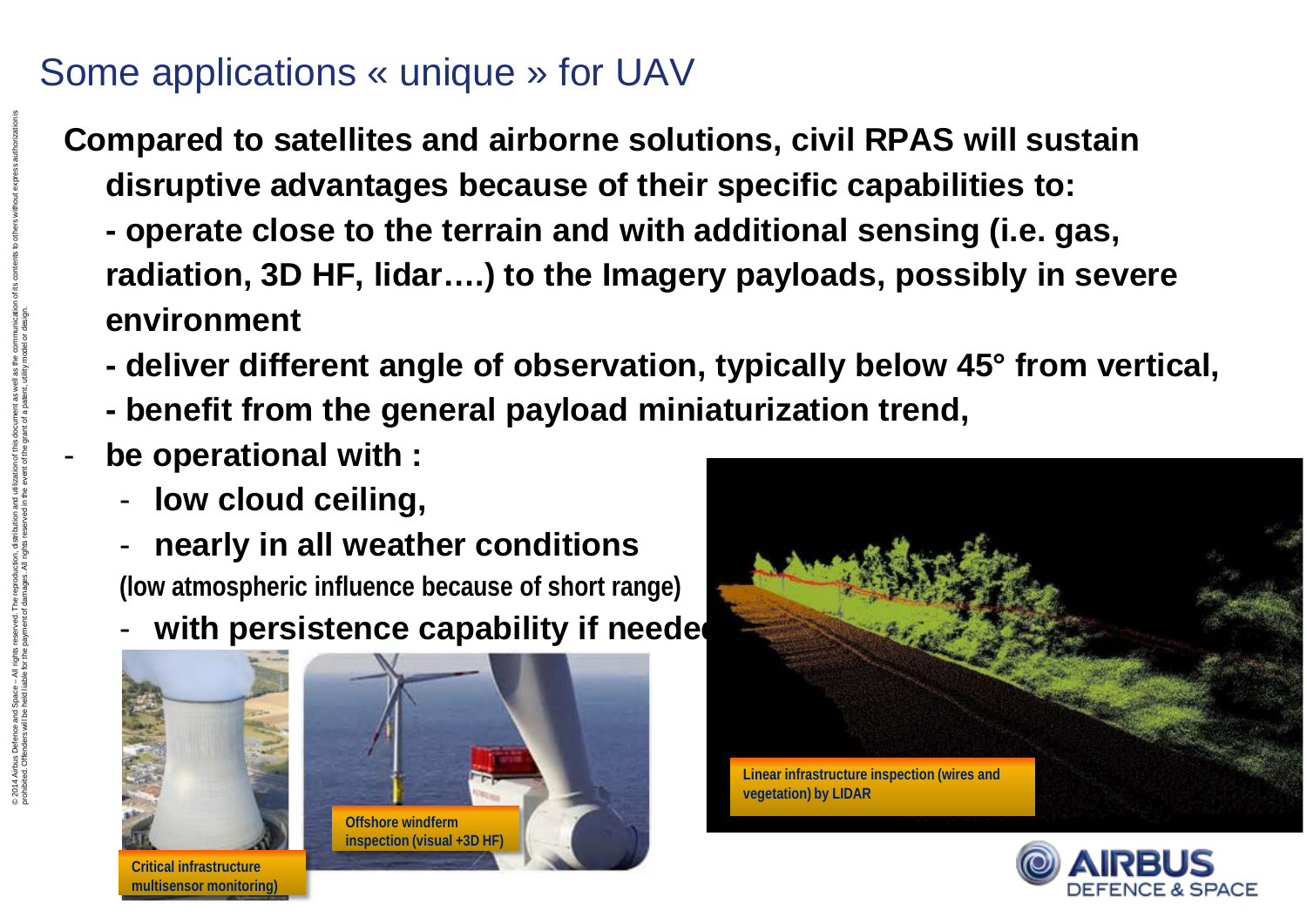# Some applications « unique » for UAV

**Compared to satellites and airborne solutions, civil RPAS will sustain disruptive advantages because of their specific capabilities to:**

**- operate close to the terrain and with additional sensing (i.e. gas, radiation, 3D HF, lidar….) to the Imagery payloads, possibly in severe environment**

**- deliver different angle of observation, typically below 45° from vertical,**

**- benefit from the general payload miniaturization trend,**

- **be operational with :**
  - **low cloud ceiling,**
  - **nearly in all weather conditions**

    **(low atmospheric influence because of short range)**
  - **with persistence capability if needed**

Linear infrastructure inspection (wires and vegetation) by LIDAR

Critical infrastructure multisensor monitoring)

Offshore windferm inspection (visual +3D HF)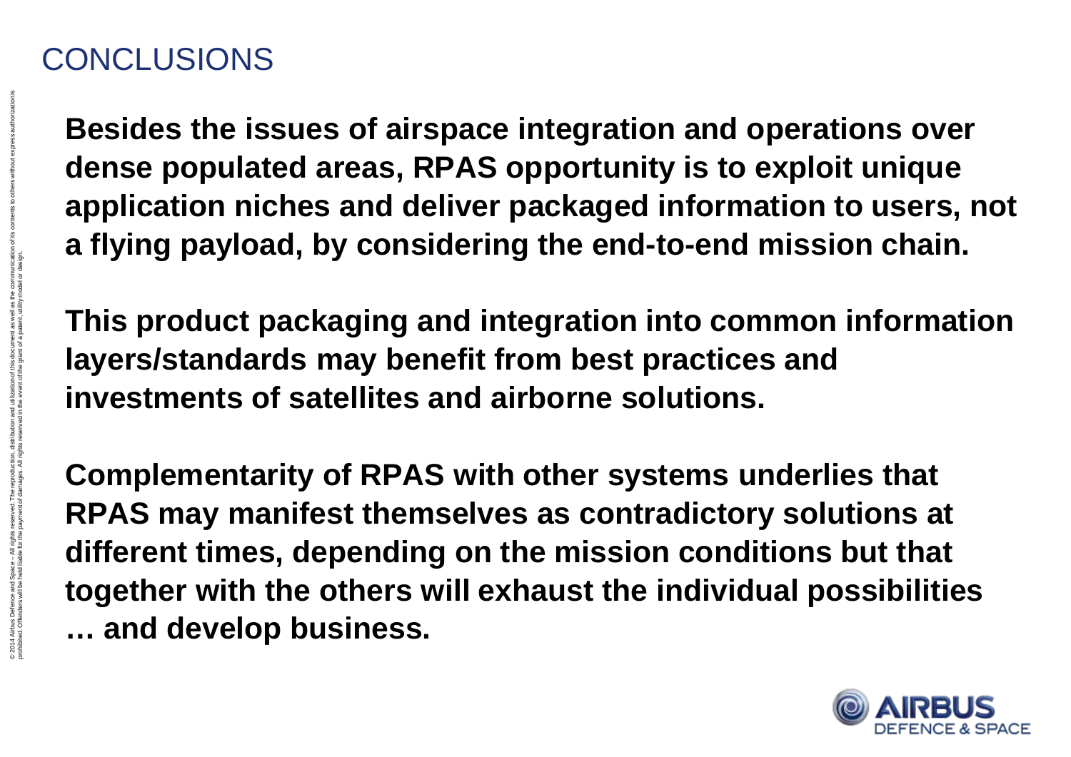# CONCLUSIONS

**Besides the issues of airspace integration and operations over dense populated areas, RPAS opportunity is to exploit unique application niches and deliver packaged information to users, not a flying payload, by considering the end-to-end mission chain.**

**This product packaging and integration into common information layers/standards may benefit from best practices and investments of satellites and airborne solutions.**

**Complementarity of RPAS with other systems underlies that RPAS may manifest themselves as contradictory solutions at different times, depending on the mission conditions but that together with the others will exhaust the individual possibilities … and develop business.**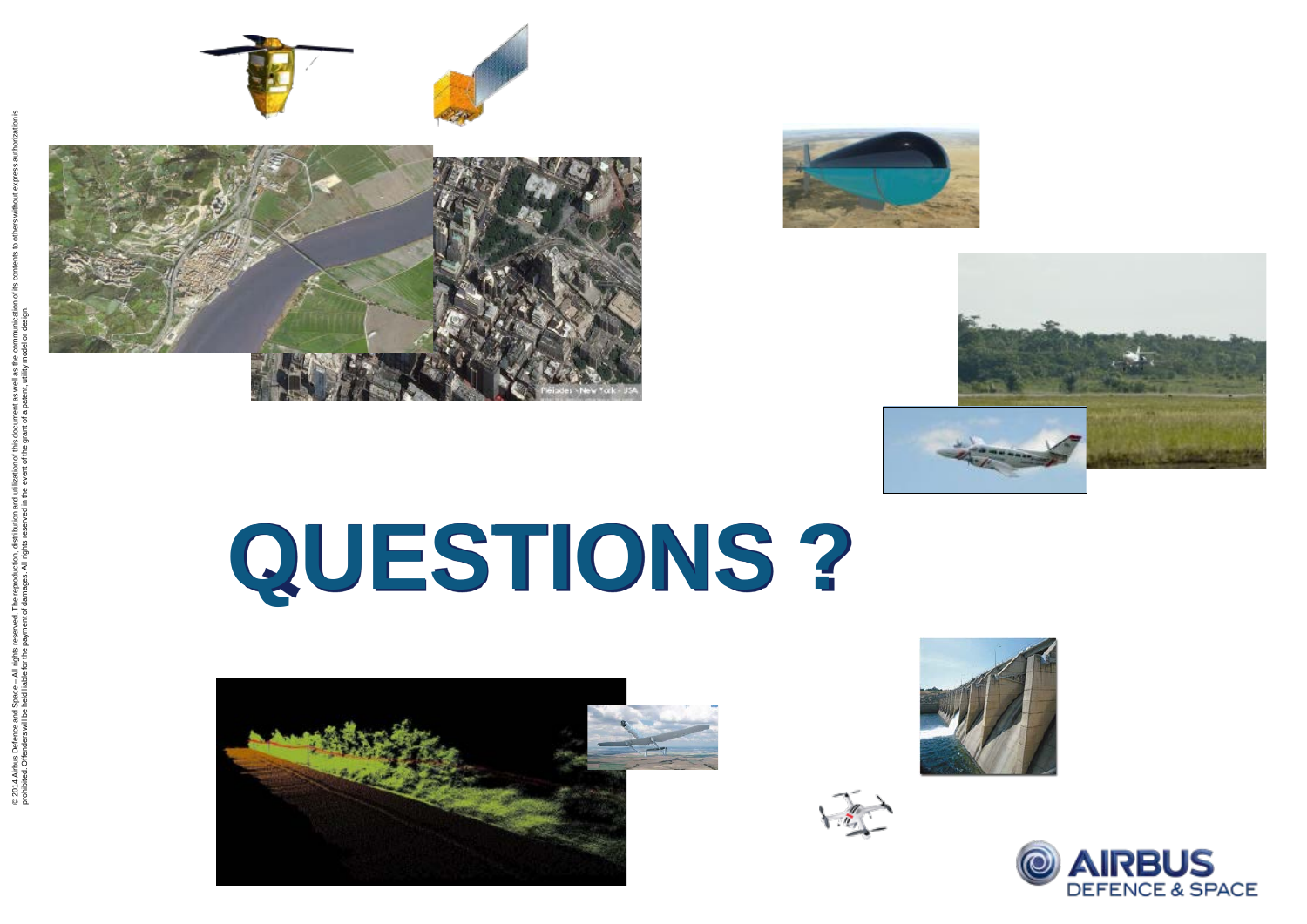# QUESTIONS ?

© 2014 Airbus Defence and Space – All rights reserved. The reproduction, distribution and utilization of this document as well as the communication of its contents to others without express authorization is prohibited. Offenders will be held liable for the payment of damages. All rights reserved in the event of the grant of a patent, utility model or design.